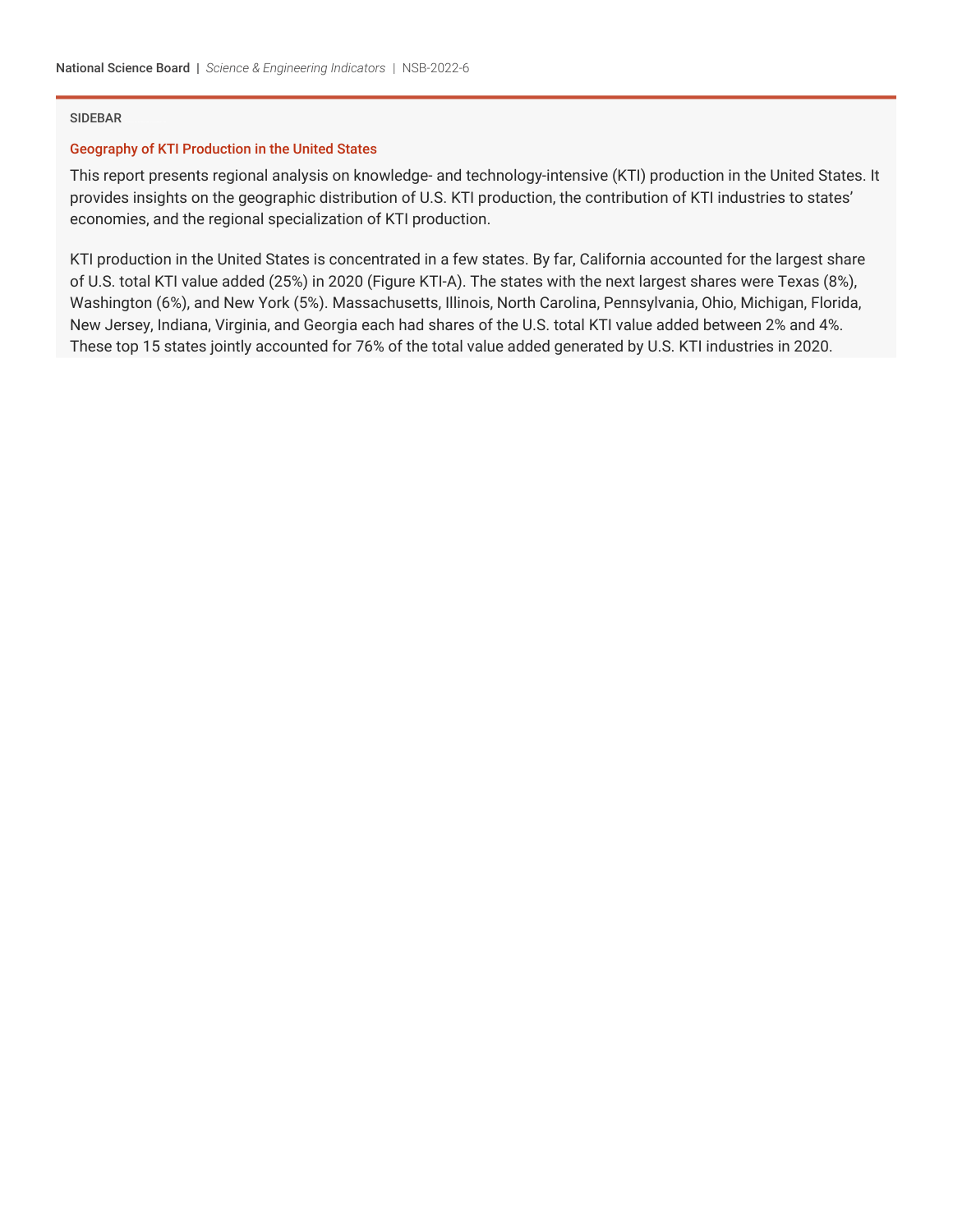SIDEBAR

## Geography of KTI Production in the United States

This report presents regional analysis on knowledge- and technology-intensive (KTI) production in the United States. It provides insights on the geographic distribution of U.S. KTI production, the contribution of KTI industries to states' economies, and the regional specialization of KTI production.

KTI production in the United States is concentrated in a few states. By far, California accounted for the largest share of U.S. total KTI value added (25%) in 2020 (Figure KTI-A). The states with the next largest shares were Texas (8%), Washington (6%), and New York (5%). Massachusetts, Illinois, North Carolina, Pennsylvania, Ohio, Michigan, Florida, New Jersey, Indiana, Virginia, and Georgia each had shares of the U.S. total KTI value added between 2% and 4%. These top 15 states jointly accounted for 76% of the total value added generated by U.S. KTI industries in 2020.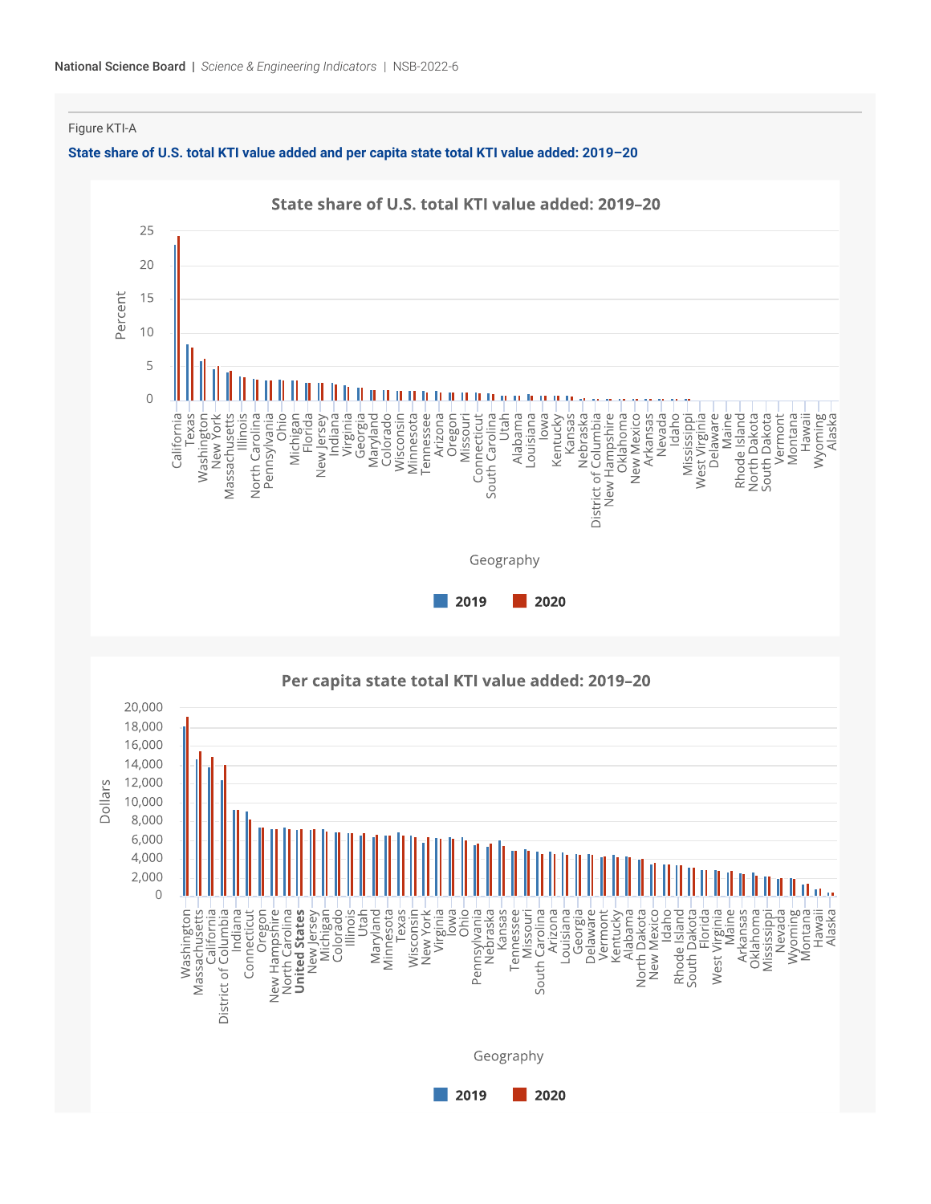Figure KTI-A

**State share of U.S. total KTI value added and per capita state total KTI value added: 2019–20**

State share of U.S. total KTI value added: 2019–20

Percent

Geography

2019 2020

Per capita state total KTI value added: 2019–20

Dollars

Geography

2019 2020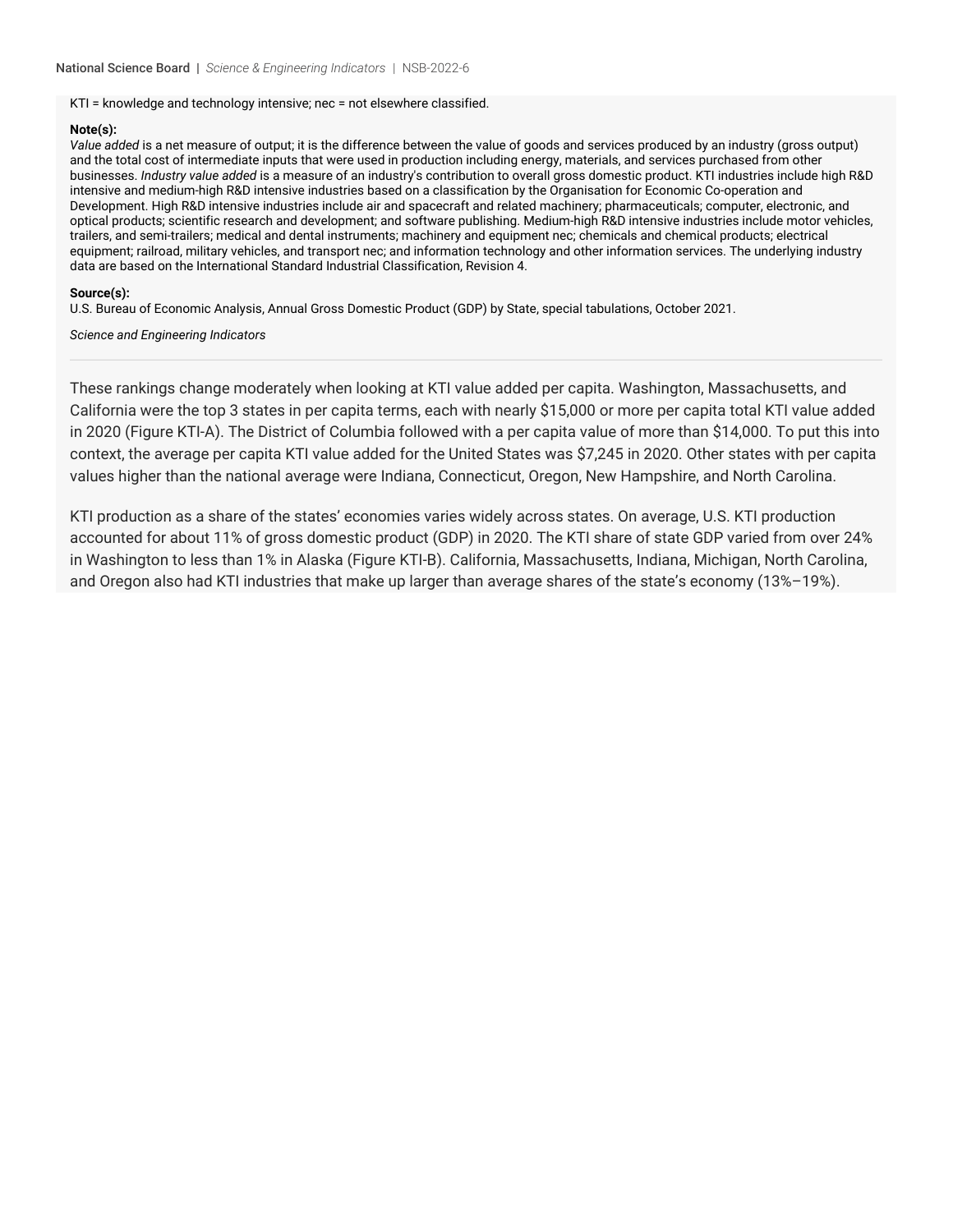KTI = knowledge and technology intensive; nec = not elsewhere classified.

**Note(s):**

*Value added* is a net measure of output; it is the difference between the value of goods and services produced by an industry (gross output) and the total cost of intermediate inputs that were used in production including energy, materials, and services purchased from other businesses. *Industry value added* is a measure of an industry's contribution to overall gross domestic product. KTI industries include high R&D intensive and medium-high R&D intensive industries based on a classification by the Organisation for Economic Co-operation and Development. High R&D intensive industries include air and spacecraft and related machinery; pharmaceuticals; computer, electronic, and optical products; scientific research and development; and software publishing. Medium-high R&D intensive industries include motor vehicles, trailers, and semi-trailers; medical and dental instruments; machinery and equipment nec; chemicals and chemical products; electrical equipment; railroad, military vehicles, and transport nec; and information technology and other information services. The underlying industry data are based on the International Standard Industrial Classification, Revision 4.

**Source(s):**

U.S. Bureau of Economic Analysis, Annual Gross Domestic Product (GDP) by State, special tabulations, October 2021.

*Science and Engineering Indicators*

---

These rankings change moderately when looking at KTI value added per capita. Washington, Massachusetts, and California were the top 3 states in per capita terms, each with nearly $15,000 or more per capita total KTI value added in 2020 (Figure KTI-A). The District of Columbia followed with a per capita value of more than $14,000. To put this into context, the average per capita KTI value added for the United States was $7,245 in 2020. Other states with per capita values higher than the national average were Indiana, Connecticut, Oregon, New Hampshire, and North Carolina.

KTI production as a share of the states' economies varies widely across states. On average, U.S. KTI production accounted for about 11% of gross domestic product (GDP) in 2020. The KTI share of state GDP varied from over 24% in Washington to less than 1% in Alaska (Figure KTI-B). California, Massachusetts, Indiana, Michigan, North Carolina, and Oregon also had KTI industries that make up larger than average shares of the state's economy (13%–19%).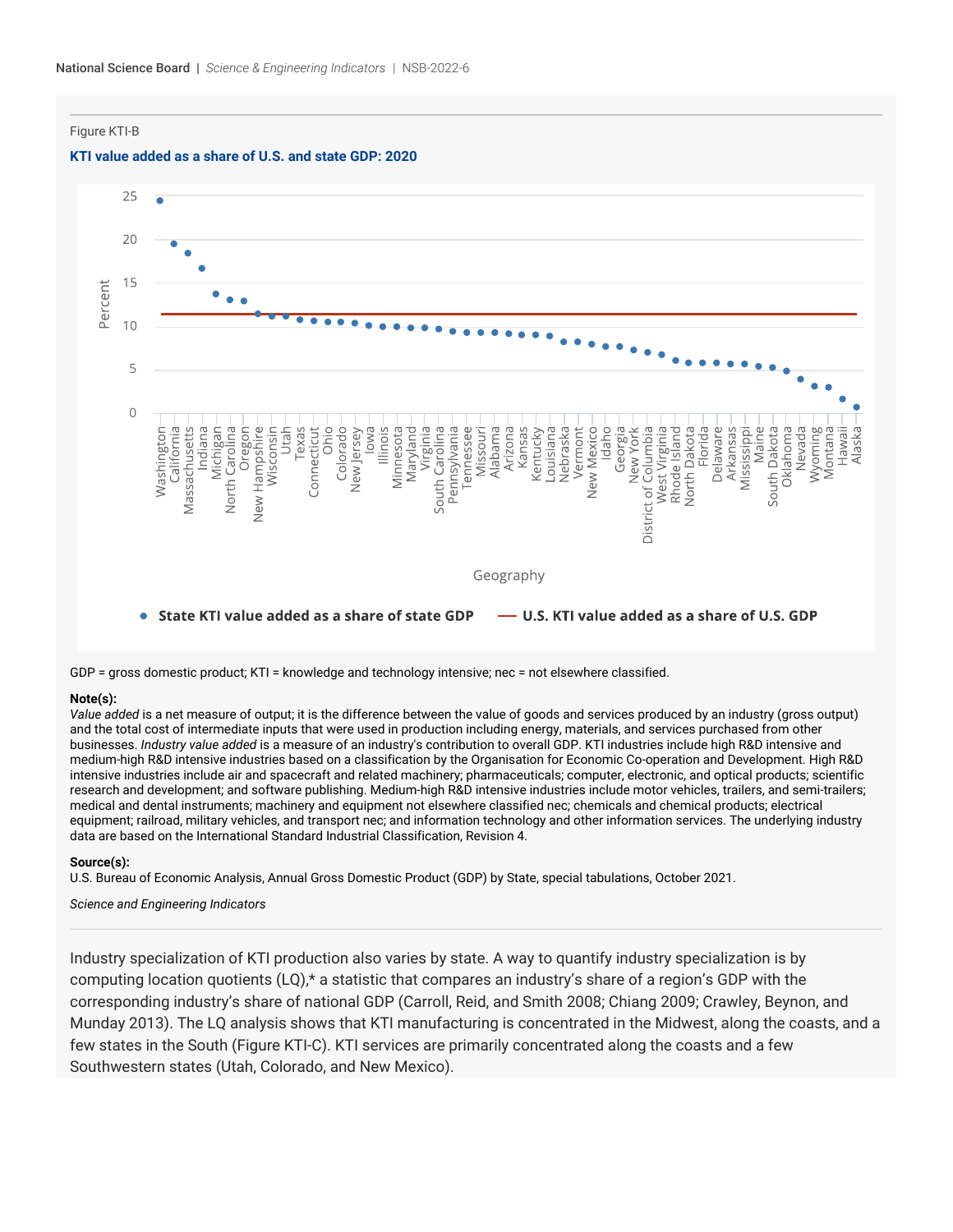Figure KTI-B

**KTI value added as a share of U.S. and state GDP: 2020**

GDP = gross domestic product; KTI = knowledge and technology intensive; nec = not elsewhere classified.

**Note(s):**

*Value added* is a net measure of output; it is the difference between the value of goods and services produced by an industry (gross output) and the total cost of intermediate inputs that were used in production including energy, materials, and services purchased from other businesses. *Industry value added* is a measure of an industry's contribution to overall GDP. KTI industries include high R&D intensive and medium-high R&D intensive industries based on a classification by the Organisation for Economic Co-operation and Development. High R&D intensive industries include air and spacecraft and related machinery; pharmaceuticals; computer, electronic, and optical products; scientific research and development; and software publishing. Medium-high R&D intensive industries include motor vehicles, trailers, and semi-trailers; medical and dental instruments; machinery and equipment not elsewhere classified nec; chemicals and chemical products; electrical equipment; railroad, military vehicles, and transport nec; and information technology and other information services. The underlying industry data are based on the International Standard Industrial Classification, Revision 4.

**Source(s):**

U.S. Bureau of Economic Analysis, Annual Gross Domestic Product (GDP) by State, special tabulations, October 2021.

*Science and Engineering Indicators*

Industry specialization of KTI production also varies by state. A way to quantify industry specialization is by computing location quotients (LQ),* a statistic that compares an industry's share of a region's GDP with the corresponding industry's share of national GDP (Carroll, Reid, and Smith 2008; Chiang 2009; Crawley, Beynon, and Munday 2013). The LQ analysis shows that KTI manufacturing is concentrated in the Midwest, along the coasts, and a few states in the South (Figure KTI-C). KTI services are primarily concentrated along the coasts and a few Southwestern states (Utah, Colorado, and New Mexico).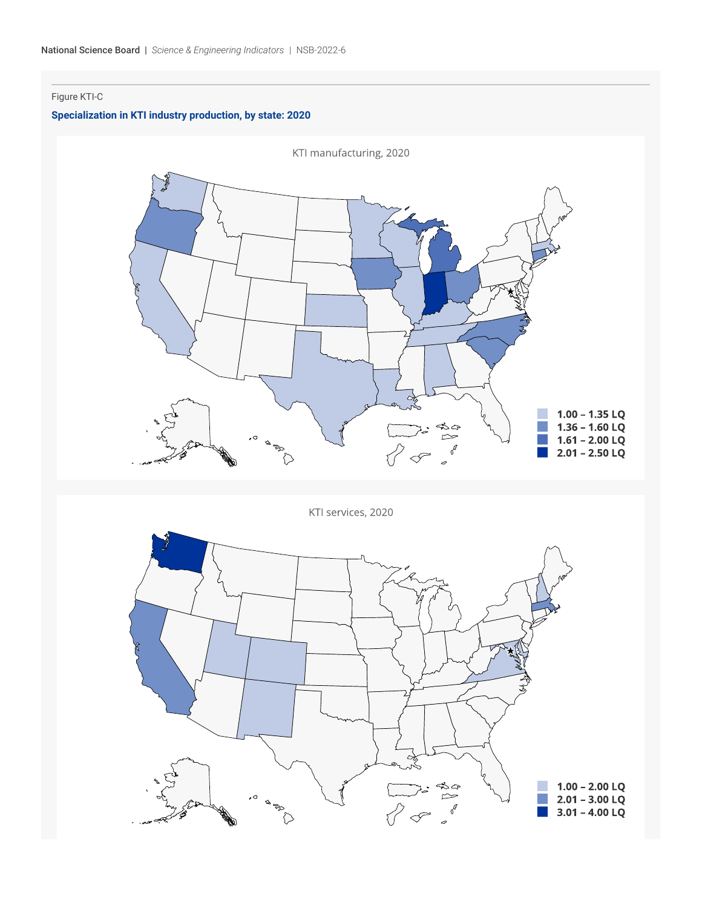Figure KTI-C

**Specialization in KTI industry production, by state: 2020**

KTI manufacturing, 2020

1.00 – 1.35 LQ
1.36 – 1.60 LQ
1.61 – 2.00 LQ
2.01 – 2.50 LQ

KTI services, 2020

1.00 – 2.00 LQ
2.01 – 3.00 LQ
3.01 – 4.00 LQ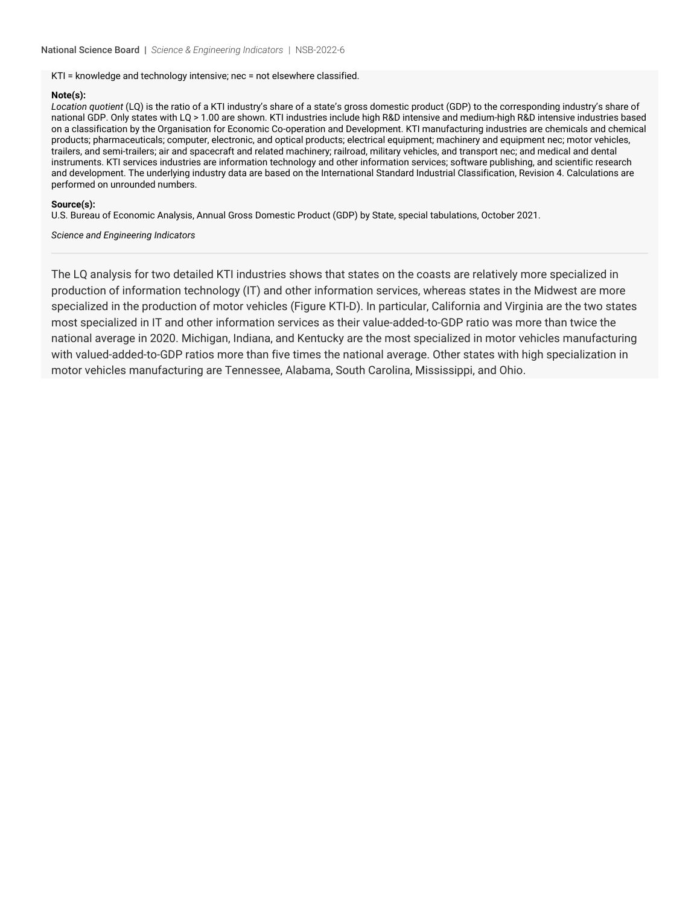KTI = knowledge and technology intensive; nec = not elsewhere classified.

**Note(s):**

*Location quotient* (LQ) is the ratio of a KTI industry's share of a state's gross domestic product (GDP) to the corresponding industry's share of national GDP. Only states with LQ > 1.00 are shown. KTI industries include high R&D intensive and medium-high R&D intensive industries based on a classification by the Organisation for Economic Co-operation and Development. KTI manufacturing industries are chemicals and chemical products; pharmaceuticals; computer, electronic, and optical products; electrical equipment; machinery and equipment nec; motor vehicles, trailers, and semi-trailers; air and spacecraft and related machinery; railroad, military vehicles, and transport nec; and medical and dental instruments. KTI services industries are information technology and other information services; software publishing, and scientific research and development. The underlying industry data are based on the International Standard Industrial Classification, Revision 4. Calculations are performed on unrounded numbers.

**Source(s):**

U.S. Bureau of Economic Analysis, Annual Gross Domestic Product (GDP) by State, special tabulations, October 2021.

*Science and Engineering Indicators*

---

The LQ analysis for two detailed KTI industries shows that states on the coasts are relatively more specialized in production of information technology (IT) and other information services, whereas states in the Midwest are more specialized in the production of motor vehicles (Figure KTI-D). In particular, California and Virginia are the two states most specialized in IT and other information services as their value-added-to-GDP ratio was more than twice the national average in 2020. Michigan, Indiana, and Kentucky are the most specialized in motor vehicles manufacturing with valued-added-to-GDP ratios more than five times the national average. Other states with high specialization in motor vehicles manufacturing are Tennessee, Alabama, South Carolina, Mississippi, and Ohio.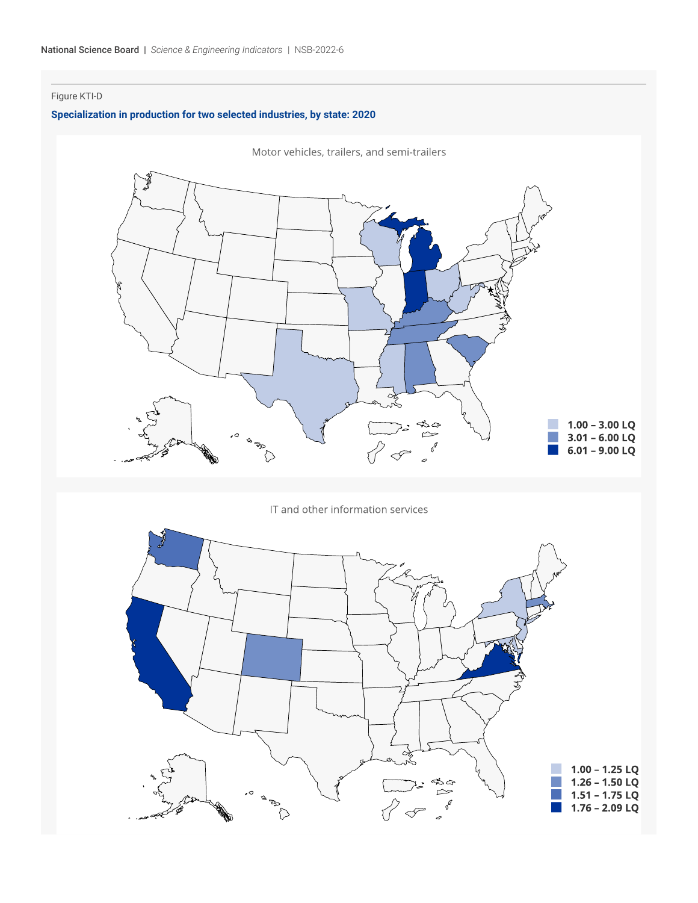Figure KTI-D

**Specialization in production for two selected industries, by state: 2020**

Motor vehicles, trailers, and semi-trailers

1.00 – 3.00 LQ
3.01 – 6.00 LQ
6.01 – 9.00 LQ

IT and other information services

1.00 – 1.25 LQ
1.26 – 1.50 LQ
1.51 – 1.75 LQ
1.76 – 2.09 LQ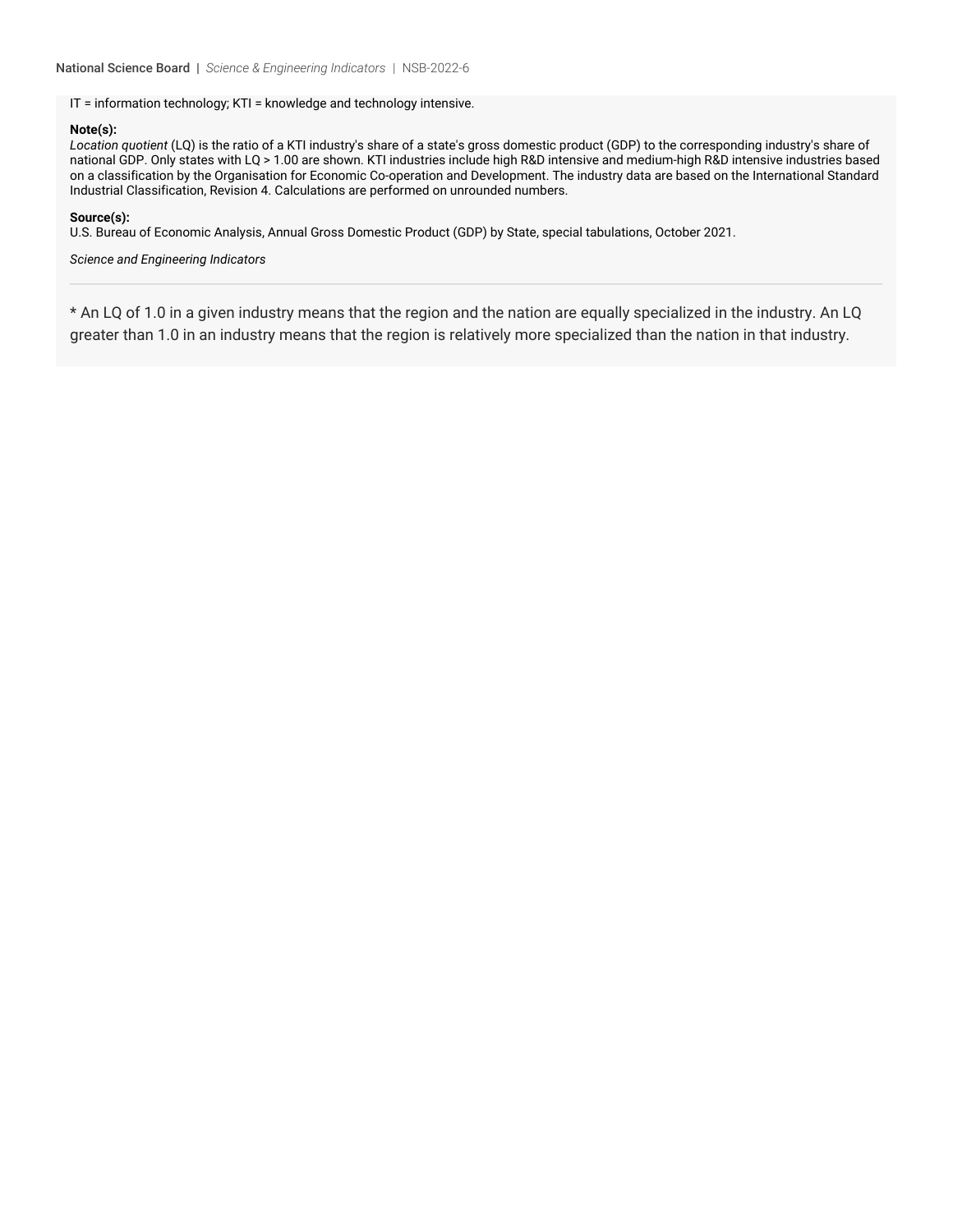IT = information technology; KTI = knowledge and technology intensive.

**Note(s):**
*Location quotient* (LQ) is the ratio of a KTI industry's share of a state's gross domestic product (GDP) to the corresponding industry's share of national GDP. Only states with LQ > 1.00 are shown. KTI industries include high R&D intensive and medium-high R&D intensive industries based on a classification by the Organisation for Economic Co-operation and Development. The industry data are based on the International Standard Industrial Classification, Revision 4. Calculations are performed on unrounded numbers.

**Source(s):**
U.S. Bureau of Economic Analysis, Annual Gross Domestic Product (GDP) by State, special tabulations, October 2021.

*Science and Engineering Indicators*

---

* An LQ of 1.0 in a given industry means that the region and the nation are equally specialized in the industry. An LQ greater than 1.0 in an industry means that the region is relatively more specialized than the nation in that industry.